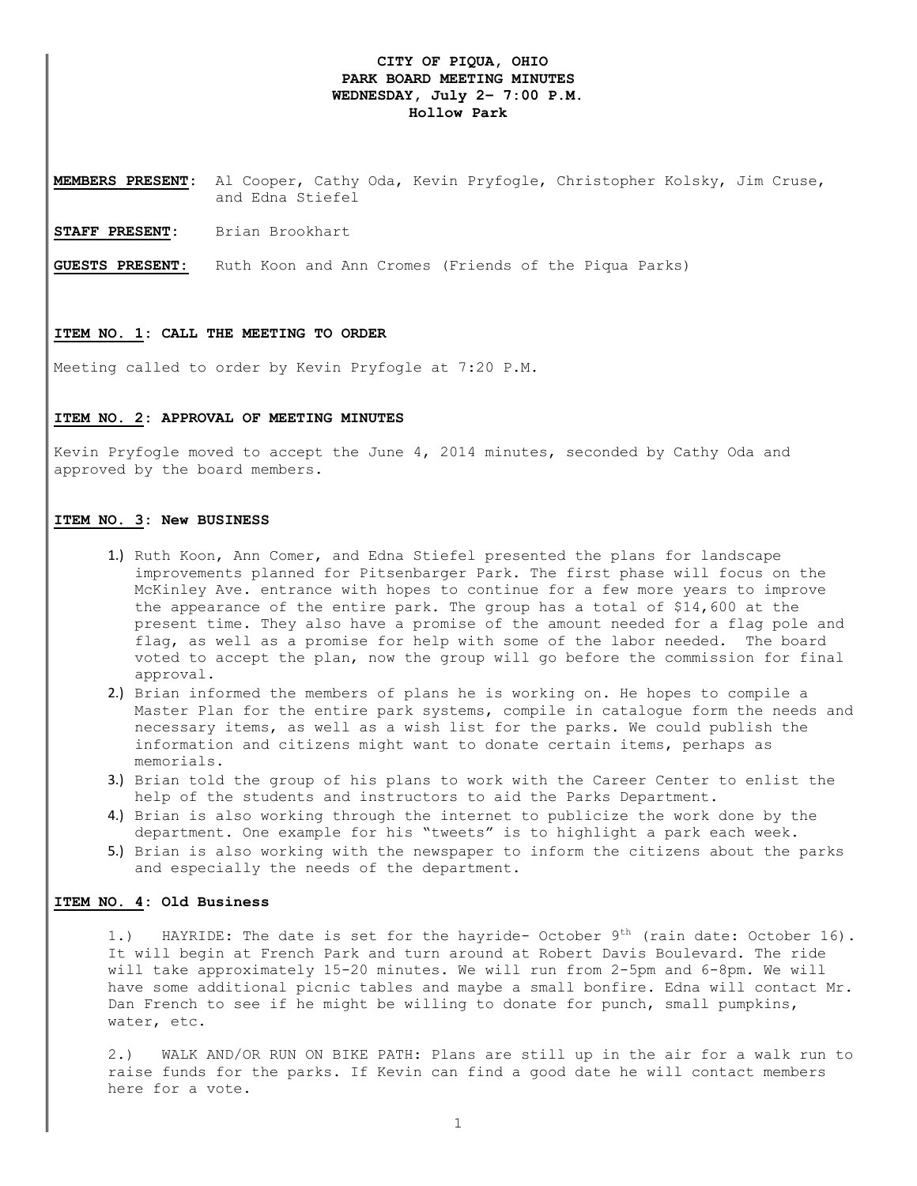# CITY OF PIQUA, OHIO
## PARK BOARD MEETING MINUTES
## WEDNESDAY, July 2– 7:00 P.M.
## Hollow Park

**MEMBERS PRESENT**: Al Cooper, Cathy Oda, Kevin Pryfogle, Christopher Kolsky, Jim Cruse, and Edna Stiefel

**STAFF PRESENT**: Brian Brookhart

**GUESTS PRESENT:** Ruth Koon and Ann Cromes (Friends of the Piqua Parks)

### ITEM NO. 1: CALL THE MEETING TO ORDER

Meeting called to order by Kevin Pryfogle at 7:20 P.M.

### ITEM NO. 2: APPROVAL OF MEETING MINUTES

Kevin Pryfogle moved to accept the June 4, 2014 minutes, seconded by Cathy Oda and approved by the board members.

### ITEM NO. 3: New BUSINESS

1.) Ruth Koon, Ann Comer, and Edna Stiefel presented the plans for landscape improvements planned for Pitsenbarger Park. The first phase will focus on the McKinley Ave. entrance with hopes to continue for a few more years to improve the appearance of the entire park. The group has a total of $14,600 at the present time. They also have a promise of the amount needed for a flag pole and flag, as well as a promise for help with some of the labor needed. The board voted to accept the plan, now the group will go before the commission for final approval.

2.) Brian informed the members of plans he is working on. He hopes to compile a Master Plan for the entire park systems, compile in catalogue form the needs and necessary items, as well as a wish list for the parks. We could publish the information and citizens might want to donate certain items, perhaps as memorials.

3.) Brian told the group of his plans to work with the Career Center to enlist the help of the students and instructors to aid the Parks Department.

4.) Brian is also working through the internet to publicize the work done by the department. One example for his "tweets" is to highlight a park each week.

5.) Brian is also working with the newspaper to inform the citizens about the parks and especially the needs of the department.

### ITEM NO. 4: Old Business

1.) HAYRIDE: The date is set for the hayride- October 9th (rain date: October 16). It will begin at French Park and turn around at Robert Davis Boulevard. The ride will take approximately 15-20 minutes. We will run from 2-5pm and 6-8pm. We will have some additional picnic tables and maybe a small bonfire. Edna will contact Mr. Dan French to see if he might be willing to donate for punch, small pumpkins, water, etc.

2.) WALK AND/OR RUN ON BIKE PATH: Plans are still up in the air for a walk run to raise funds for the parks. If Kevin can find a good date he will contact members here for a vote.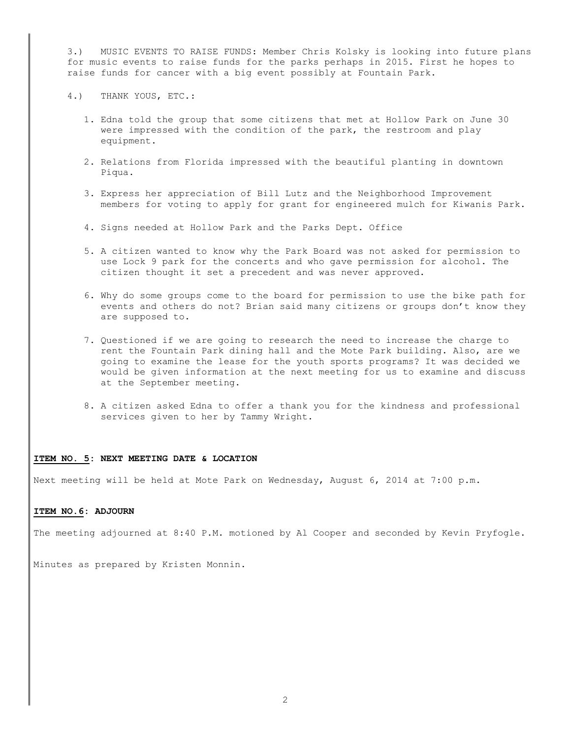3.) MUSIC EVENTS TO RAISE FUNDS: Member Chris Kolsky is looking into future plans for music events to raise funds for the parks perhaps in 2015. First he hopes to raise funds for cancer with a big event possibly at Fountain Park.

4.) THANK YOUS, ETC.:

1. Edna told the group that some citizens that met at Hollow Park on June 30 were impressed with the condition of the park, the restroom and play equipment.

2. Relations from Florida impressed with the beautiful planting in downtown Piqua.

3. Express her appreciation of Bill Lutz and the Neighborhood Improvement members for voting to apply for grant for engineered mulch for Kiwanis Park.

4. Signs needed at Hollow Park and the Parks Dept. Office

5. A citizen wanted to know why the Park Board was not asked for permission to use Lock 9 park for the concerts and who gave permission for alcohol. The citizen thought it set a precedent and was never approved.

6. Why do some groups come to the board for permission to use the bike path for events and others do not? Brian said many citizens or groups don't know they are supposed to.

7. Questioned if we are going to research the need to increase the charge to rent the Fountain Park dining hall and the Mote Park building. Also, are we going to examine the lease for the youth sports programs? It was decided we would be given information at the next meeting for us to examine and discuss at the September meeting.

8. A citizen asked Edna to offer a thank you for the kindness and professional services given to her by Tammy Wright.

**ITEM NO. 5: NEXT MEETING DATE & LOCATION**

Next meeting will be held at Mote Park on Wednesday, August 6, 2014 at 7:00 p.m.

**ITEM NO.6: ADJOURN**

The meeting adjourned at 8:40 P.M. motioned by Al Cooper and seconded by Kevin Pryfogle.

Minutes as prepared by Kristen Monnin.